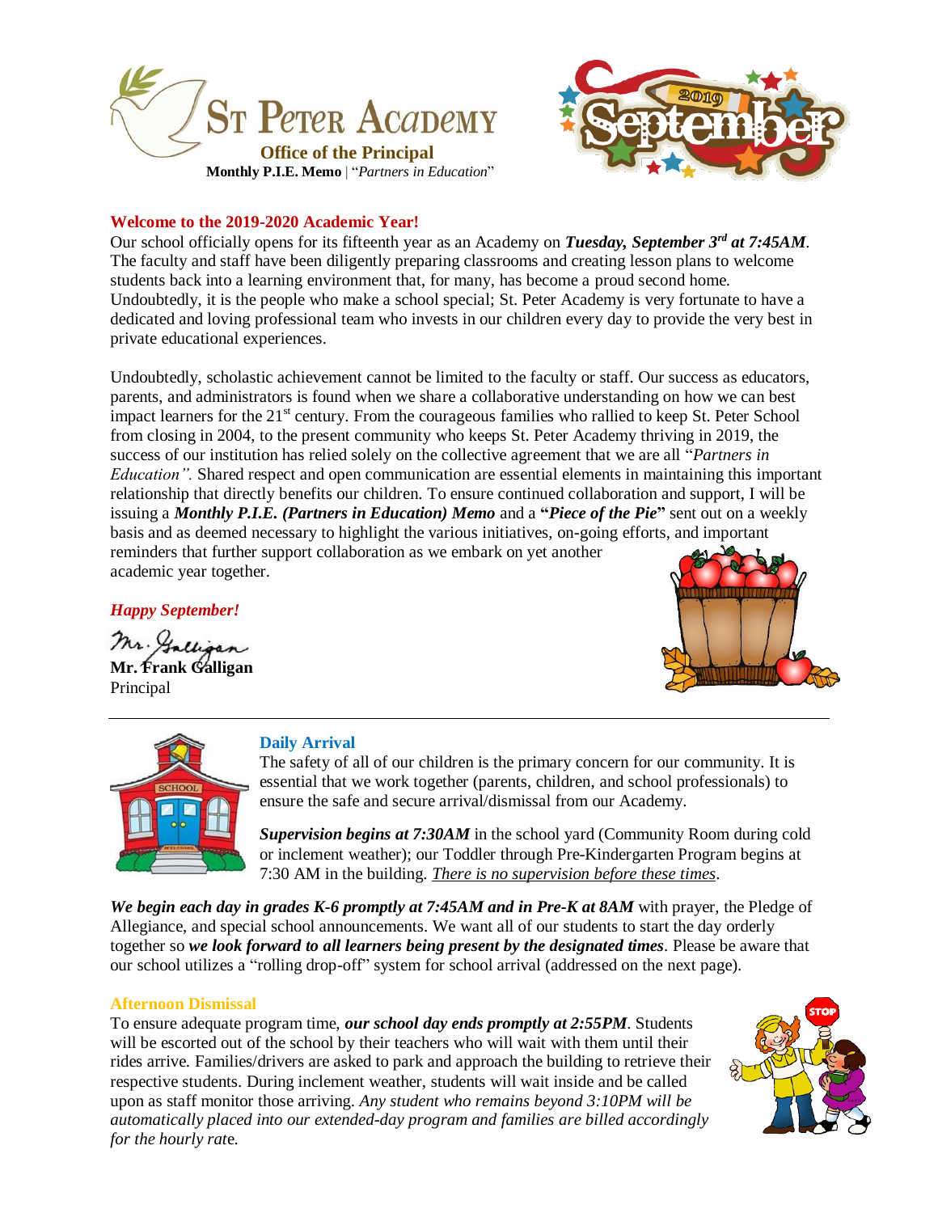# St Peter Academy

**Office of the Principal**

**Monthly P.I.E. Memo** | "*Partners in Education*"

## Welcome to the 2019-2020 Academic Year!

Our school officially opens for its fifteenth year as an Academy on ***Tuesday, September 3rd at 7:45AM***. The faculty and staff have been diligently preparing classrooms and creating lesson plans to welcome students back into a learning environment that, for many, has become a proud second home. Undoubtedly, it is the people who make a school special; St. Peter Academy is very fortunate to have a dedicated and loving professional team who invests in our children every day to provide the very best in private educational experiences.

Undoubtedly, scholastic achievement cannot be limited to the faculty or staff. Our success as educators, parents, and administrators is found when we share a collaborative understanding on how we can best impact learners for the 21st century. From the courageous families who rallied to keep St. Peter School from closing in 2004, to the present community who keeps St. Peter Academy thriving in 2019, the success of our institution has relied solely on the collective agreement that we are all "*Partners in Education".* Shared respect and open communication are essential elements in maintaining this important relationship that directly benefits our children. To ensure continued collaboration and support, I will be issuing a ***Monthly P.I.E. (Partners in Education) Memo*** and a **"*Piece of the Pie*"** sent out on a weekly basis and as deemed necessary to highlight the various initiatives, on-going efforts, and important reminders that further support collaboration as we embark on yet another academic year together.

***Happy September!***

**Mr. Frank Galligan**
Principal

---

### Daily Arrival

The safety of all of our children is the primary concern for our community. It is essential that we work together (parents, children, and school professionals) to ensure the safe and secure arrival/dismissal from our Academy.

***Supervision begins at 7:30AM*** in the school yard (Community Room during cold or inclement weather); our Toddler through Pre-Kindergarten Program begins at 7:30 AM in the building. *There is no supervision before these times*.

***We begin each day in grades K-6 promptly at 7:45AM and in Pre-K at 8AM*** with prayer, the Pledge of Allegiance, and special school announcements. We want all of our students to start the day orderly together so ***we look forward to all learners being present by the designated times***. Please be aware that our school utilizes a "rolling drop-off" system for school arrival (addressed on the next page).

### Afternoon Dismissal

To ensure adequate program time, ***our school day ends promptly at 2:55PM***. Students will be escorted out of the school by their teachers who will wait with them until their rides arrive. Families/drivers are asked to park and approach the building to retrieve their respective students. During inclement weather, students will wait inside and be called upon as staff monitor those arriving. *Any student who remains beyond 3:10PM will be automatically placed into our extended-day program and families are billed accordingly for the hourly rate.*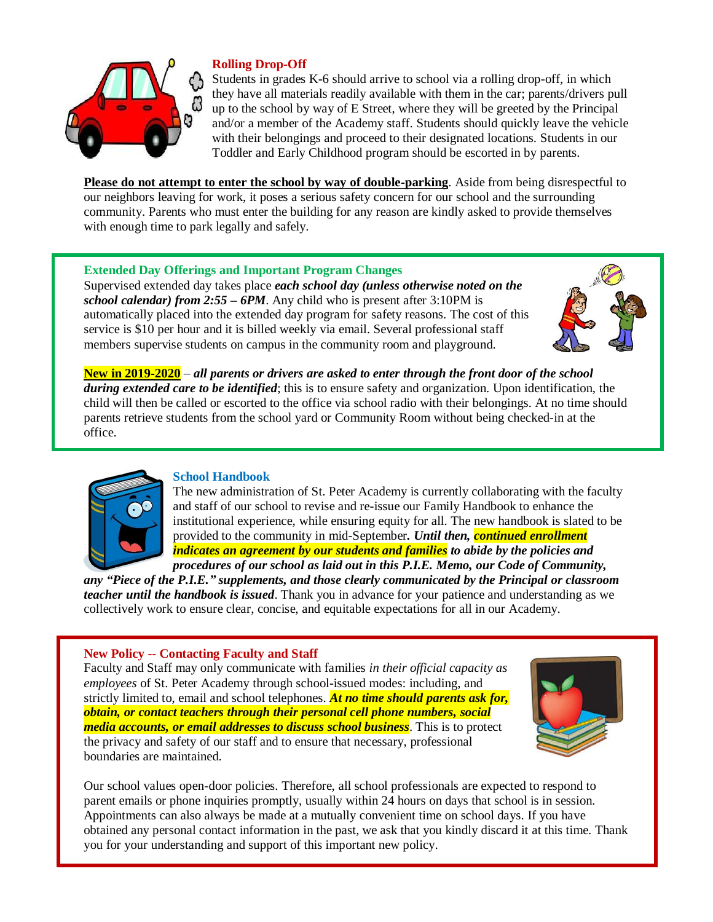### Rolling Drop-Off

Students in grades K-6 should arrive to school via a rolling drop-off, in which they have all materials readily available with them in the car; parents/drivers pull up to the school by way of E Street, where they will be greeted by the Principal and/or a member of the Academy staff. Students should quickly leave the vehicle with their belongings and proceed to their designated locations. Students in our Toddler and Early Childhood program should be escorted in by parents.

**Please do not attempt to enter the school by way of double-parking**. Aside from being disrespectful to our neighbors leaving for work, it poses a serious safety concern for our school and the surrounding community. Parents who must enter the building for any reason are kindly asked to provide themselves with enough time to park legally and safely.

### Extended Day Offerings and Important Program Changes

Supervised extended day takes place ***each school day (unless otherwise noted on the school calendar) from 2:55 – 6PM***. Any child who is present after 3:10PM is automatically placed into the extended day program for safety reasons. The cost of this service is $10 per hour and it is billed weekly via email. Several professional staff members supervise students on campus in the community room and playground.

**New in 2019-2020** – ***all parents or drivers are asked to enter through the front door of the school during extended care to be identified***; this is to ensure safety and organization. Upon identification, the child will then be called or escorted to the office via school radio with their belongings. At no time should parents retrieve students from the school yard or Community Room without being checked-in at the office.

### School Handbook

The new administration of St. Peter Academy is currently collaborating with the faculty and staff of our school to revise and re-issue our Family Handbook to enhance the institutional experience, while ensuring equity for all. The new handbook is slated to be provided to the community in mid-September**.** ***Until then, continued enrollment indicates an agreement by our students and families to abide by the policies and procedures of our school as laid out in this P.I.E. Memo, our Code of Community, any "Piece of the P.I.E." supplements, and those clearly communicated by the Principal or classroom teacher until the handbook is issued***. Thank you in advance for your patience and understanding as we collectively work to ensure clear, concise, and equitable expectations for all in our Academy.

### New Policy -- Contacting Faculty and Staff

Faculty and Staff may only communicate with families *in their official capacity as employees* of St. Peter Academy through school-issued modes: including, and strictly limited to, email and school telephones. ***At no time should parents ask for, obtain, or contact teachers through their personal cell phone numbers, social media accounts, or email addresses to discuss school business***. This is to protect the privacy and safety of our staff and to ensure that necessary, professional boundaries are maintained.

Our school values open-door policies. Therefore, all school professionals are expected to respond to parent emails or phone inquiries promptly, usually within 24 hours on days that school is in session. Appointments can also always be made at a mutually convenient time on school days. If you have obtained any personal contact information in the past, we ask that you kindly discard it at this time. Thank you for your understanding and support of this important new policy.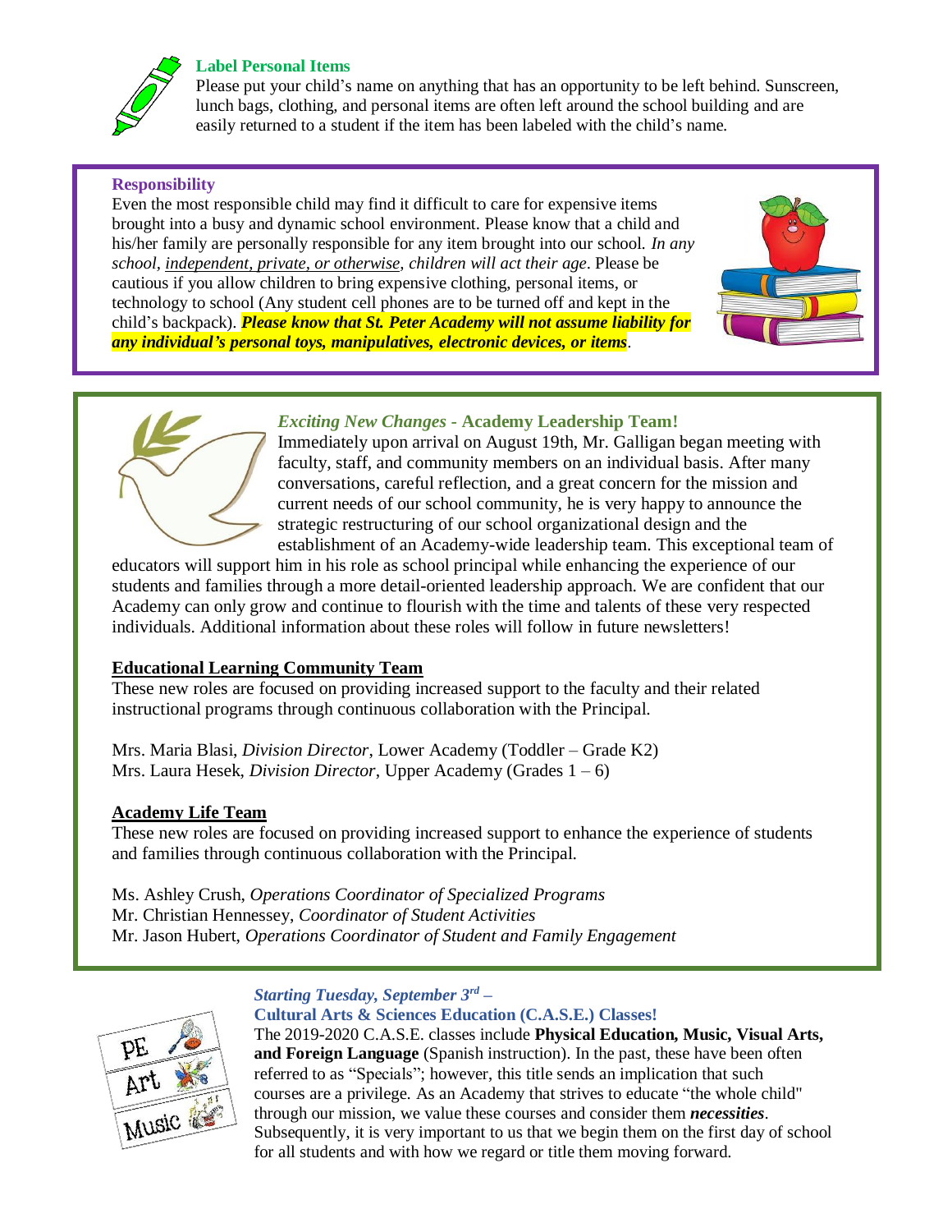### Label Personal Items

Please put your child's name on anything that has an opportunity to be left behind. Sunscreen, lunch bags, clothing, and personal items are often left around the school building and are easily returned to a student if the item has been labeled with the child's name.

### Responsibility

Even the most responsible child may find it difficult to care for expensive items brought into a busy and dynamic school environment. Please know that a child and his/her family are personally responsible for any item brought into our school. *In any school, independent, private, or otherwise, children will act their age*. Please be cautious if you allow children to bring expensive clothing, personal items, or technology to school (Any student cell phones are to be turned off and kept in the child's backpack). ***Please know that St. Peter Academy will not assume liability for any individual's personal toys, manipulatives, electronic devices, or items***.

### *Exciting New Changes* - Academy Leadership Team!

Immediately upon arrival on August 19th, Mr. Galligan began meeting with faculty, staff, and community members on an individual basis. After many conversations, careful reflection, and a great concern for the mission and current needs of our school community, he is very happy to announce the strategic restructuring of our school organizational design and the establishment of an Academy-wide leadership team. This exceptional team of educators will support him in his role as school principal while enhancing the experience of our students and families through a more detail-oriented leadership approach. We are confident that our Academy can only grow and continue to flourish with the time and talents of these very respected individuals. Additional information about these roles will follow in future newsletters!

**Educational Learning Community Team**

These new roles are focused on providing increased support to the faculty and their related instructional programs through continuous collaboration with the Principal.

Mrs. Maria Blasi, *Division Director*, Lower Academy (Toddler – Grade K2)
Mrs. Laura Hesek, *Division Director*, Upper Academy (Grades 1 – 6)

**Academy Life Team**

These new roles are focused on providing increased support to enhance the experience of students and families through continuous collaboration with the Principal.

Ms. Ashley Crush, *Operations Coordinator of Specialized Programs*
Mr. Christian Hennessey, *Coordinator of Student Activities*
Mr. Jason Hubert, *Operations Coordinator of Student and Family Engagement*

### *Starting Tuesday, September 3rd –* Cultural Arts & Sciences Education (C.A.S.E.) Classes!

The 2019-2020 C.A.S.E. classes include **Physical Education, Music, Visual Arts, and Foreign Language** (Spanish instruction). In the past, these have been often referred to as "Specials"; however, this title sends an implication that such courses are a privilege. As an Academy that strives to educate "the whole child" through our mission, we value these courses and consider them ***necessities***. Subsequently, it is very important to us that we begin them on the first day of school for all students and with how we regard or title them moving forward.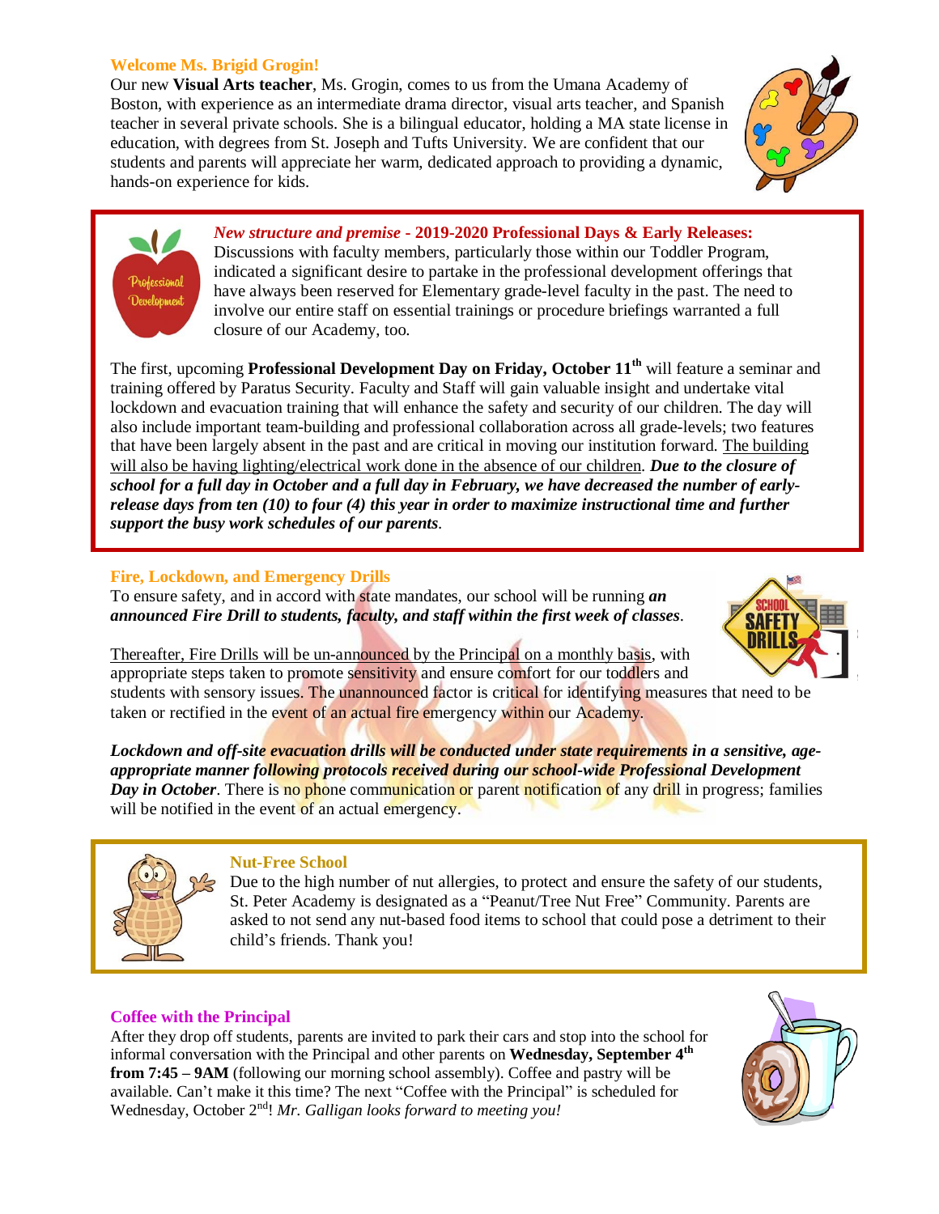## Welcome Ms. Brigid Grogin!

Our new **Visual Arts teacher**, Ms. Grogin, comes to us from the Umana Academy of Boston, with experience as an intermediate drama director, visual arts teacher, and Spanish teacher in several private schools. She is a bilingual educator, holding a MA state license in education, with degrees from St. Joseph and Tufts University. We are confident that our students and parents will appreciate her warm, dedicated approach to providing a dynamic, hands-on experience for kids.

## *New structure and premise* - 2019-2020 Professional Days & Early Releases:

Discussions with faculty members, particularly those within our Toddler Program, indicated a significant desire to partake in the professional development offerings that have always been reserved for Elementary grade-level faculty in the past. The need to involve our entire staff on essential trainings or procedure briefings warranted a full closure of our Academy, too.

The first, upcoming **Professional Development Day on Friday, October 11th** will feature a seminar and training offered by Paratus Security. Faculty and Staff will gain valuable insight and undertake vital lockdown and evacuation training that will enhance the safety and security of our children. The day will also include important team-building and professional collaboration across all grade-levels; two features that have been largely absent in the past and are critical in moving our institution forward. The building will also be having lighting/electrical work done in the absence of our children. ***Due to the closure of school for a full day in October and a full day in February, we have decreased the number of early-release days from ten (10) to four (4) this year in order to maximize instructional time and further support the busy work schedules of our parents.***

## Fire, Lockdown, and Emergency Drills

To ensure safety, and in accord with state mandates, our school will be running ***an announced Fire Drill to students, faculty, and staff within the first week of classes***.

Thereafter, Fire Drills will be un-announced by the Principal on a monthly basis, with appropriate steps taken to promote sensitivity and ensure comfort for our toddlers and students with sensory issues. The unannounced factor is critical for identifying measures that need to be taken or rectified in the event of an actual fire emergency within our Academy.

***Lockdown and off-site evacuation drills will be conducted under state requirements in a sensitive, age-appropriate manner following protocols received during our school-wide Professional Development Day in October***. There is no phone communication or parent notification of any drill in progress; families will be notified in the event of an actual emergency.

## Nut-Free School

Due to the high number of nut allergies, to protect and ensure the safety of our students, St. Peter Academy is designated as a "Peanut/Tree Nut Free" Community. Parents are asked to not send any nut-based food items to school that could pose a detriment to their child's friends. Thank you!

## Coffee with the Principal

After they drop off students, parents are invited to park their cars and stop into the school for informal conversation with the Principal and other parents on **Wednesday, September 4th from 7:45 – 9AM** (following our morning school assembly). Coffee and pastry will be available. Can't make it this time? The next "Coffee with the Principal" is scheduled for Wednesday, October 2nd! *Mr. Galligan looks forward to meeting you!*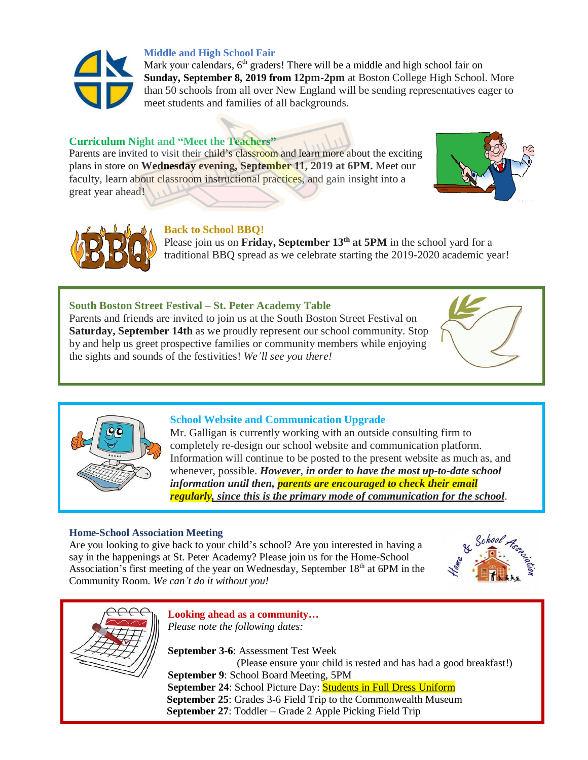### Middle and High School Fair

Mark your calendars, 6th graders! There will be a middle and high school fair on **Sunday, September 8, 2019 from 12pm-2pm** at Boston College High School. More than 50 schools from all over New England will be sending representatives eager to meet students and families of all backgrounds.

### Curriculum Night and "Meet the Teachers"

Parents are invited to visit their child's classroom and learn more about the exciting plans in store on **Wednesday evening, September 11, 2019 at 6PM.** Meet our faculty, learn about classroom instructional practices, and gain insight into a great year ahead!

### Back to School BBQ!

Please join us on **Friday, September 13th at 5PM** in the school yard for a traditional BBQ spread as we celebrate starting the 2019-2020 academic year!

### South Boston Street Festival – St. Peter Academy Table

Parents and friends are invited to join us at the South Boston Street Festival on **Saturday, September 14th** as we proudly represent our school community. Stop by and help us greet prospective families or community members while enjoying the sights and sounds of the festivities! *We'll see you there!*

### School Website and Communication Upgrade

Mr. Galligan is currently working with an outside consulting firm to completely re-design our school website and communication platform. Information will continue to be posted to the present website as much as, and whenever, possible. ***However, in order to have the most up-to-date school information until then, parents are encouraged to check their email regularly, since this is the primary mode of communication for the school.***

### Home-School Association Meeting

Are you looking to give back to your child's school? Are you interested in having a say in the happenings at St. Peter Academy? Please join us for the Home-School Association's first meeting of the year on Wednesday, September 18th at 6PM in the Community Room. *We can't do it without you!*

### Looking ahead as a community…

*Please note the following dates:*

**September 3-6**: Assessment Test Week
(Please ensure your child is rested and has had a good breakfast!)
**September 9**: School Board Meeting, 5PM
**September 24**: School Picture Day: Students in Full Dress Uniform
**September 25**: Grades 3-6 Field Trip to the Commonwealth Museum
**September 27**: Toddler – Grade 2 Apple Picking Field Trip